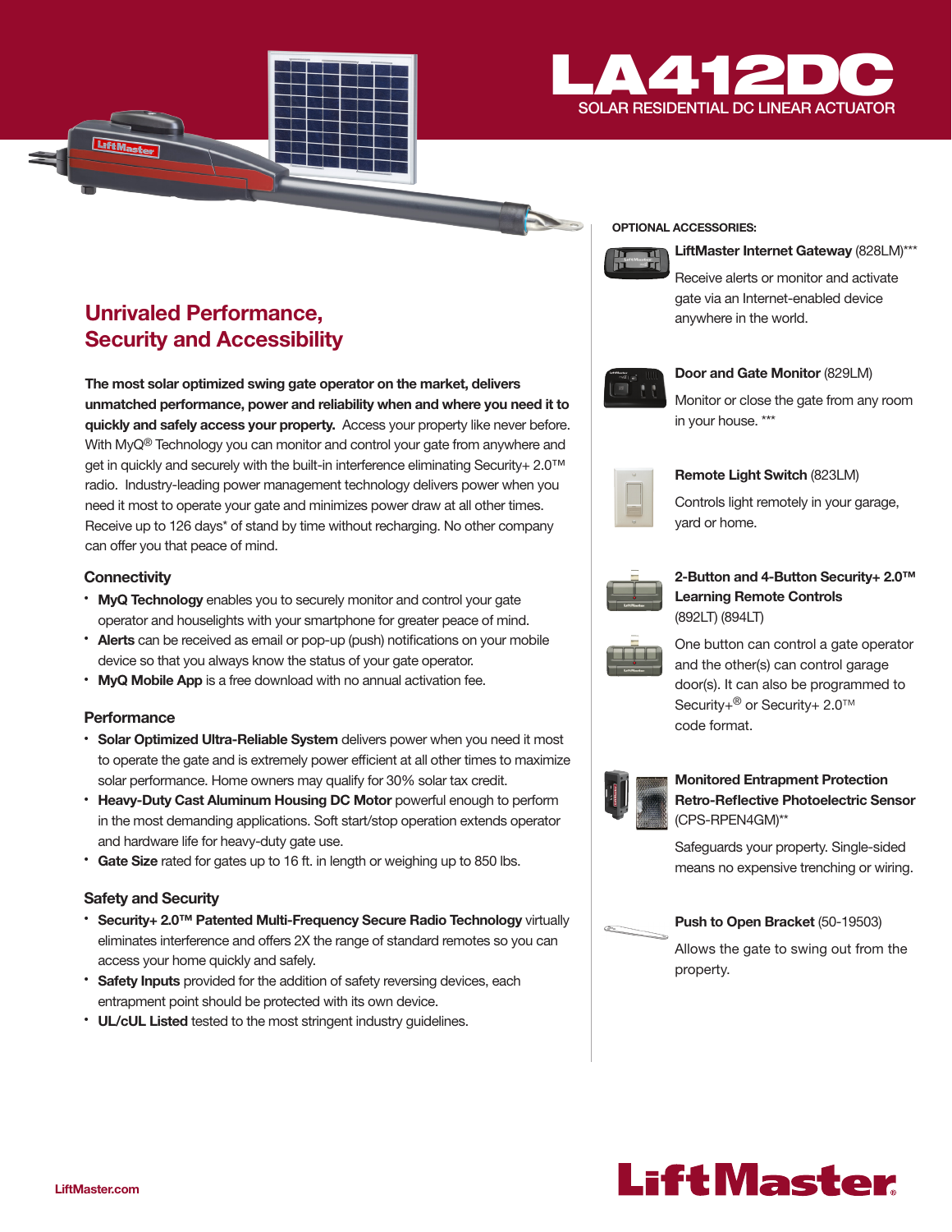# LA412DC

SOLAR RESIDENTIAL DC LINEAR ACTUATOR

## Unrivaled Performance, Security and Accessibility

**The most solar optimized swing gate operator on the market, delivers unmatched performance, power and reliability when and where you need it to quickly and safely access your property.** Access your property like never before. With MyQ® Technology you can monitor and control your gate from anywhere and get in quickly and securely with the built-in interference eliminating Security+ 2.0™ radio. Industry-leading power management technology delivers power when you need it most to operate your gate and minimizes power draw at all other times. Receive up to 126 days* of stand by time without recharging. No other company can offer you that peace of mind.

### Connectivity

- **MyQ Technology** enables you to securely monitor and control your gate operator and houselights with your smartphone for greater peace of mind.
- **Alerts** can be received as email or pop-up (push) notifications on your mobile device so that you always know the status of your gate operator.
- **MyQ Mobile App** is a free download with no annual activation fee.

### Performance

- **Solar Optimized Ultra-Reliable System** delivers power when you need it most to operate the gate and is extremely power efficient at all other times to maximize solar performance. Home owners may qualify for 30% solar tax credit.
- **Heavy-Duty Cast Aluminum Housing DC Motor** powerful enough to perform in the most demanding applications. Soft start/stop operation extends operator and hardware life for heavy-duty gate use.
- **Gate Size** rated for gates up to 16 ft. in length or weighing up to 850 lbs.

### Safety and Security

- **Security+ 2.0™ Patented Multi-Frequency Secure Radio Technology** virtually eliminates interference and offers 2X the range of standard remotes so you can access your home quickly and safely.
- **Safety Inputs** provided for the addition of safety reversing devices, each entrapment point should be protected with its own device.
- **UL/cUL Listed** tested to the most stringent industry guidelines.

### OPTIONAL ACCESSORIES:

**LiftMaster Internet Gateway** (828LM)***

Receive alerts or monitor and activate gate via an Internet-enabled device anywhere in the world.

**Door and Gate Monitor** (829LM)

Monitor or close the gate from any room in your house. ***

**Remote Light Switch** (823LM)

Controls light remotely in your garage, yard or home.

**2-Button and 4-Button Security+ 2.0™ Learning Remote Controls** (892LT) (894LT)

One button can control a gate operator and the other(s) can control garage door(s). It can also be programmed to Security+® or Security+ 2.0™ code format.

**Monitored Entrapment Protection Retro-Reflective Photoelectric Sensor** (CPS-RPEN4GM)**

Safeguards your property. Single-sided means no expensive trenching or wiring.

**Push to Open Bracket** (50-19503)

Allows the gate to swing out from the property.

LiftMaster.com

LiftMaster®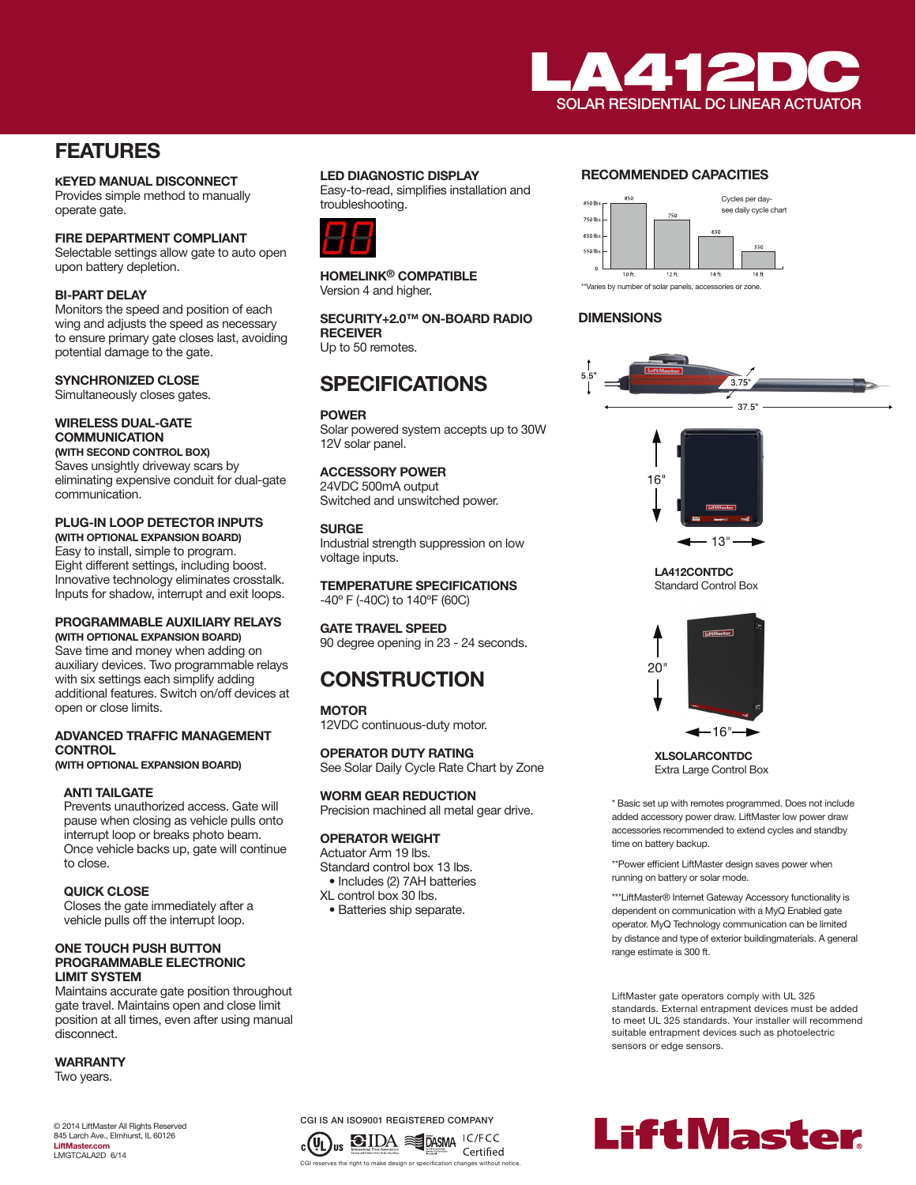# LA412DC

SOLAR RESIDENTIAL DC LINEAR ACTUATOR

## FEATURES

### KEYED MANUAL DISCONNECT
Provides simple method to manually operate gate.

### FIRE DEPARTMENT COMPLIANT
Selectable settings allow gate to auto open upon battery depletion.

### BI-PART DELAY
Monitors the speed and position of each wing and adjusts the speed as necessary to ensure primary gate closes last, avoiding potential damage to the gate.

### SYNCHRONIZED CLOSE
Simultaneously closes gates.

### WIRELESS DUAL-GATE COMMUNICATION
**(WITH SECOND CONTROL BOX)**
Saves unsightly driveway scars by eliminating expensive conduit for dual-gate communication.

### PLUG-IN LOOP DETECTOR INPUTS
**(WITH OPTIONAL EXPANSION BOARD)**
Easy to install, simple to program. Eight different settings, including boost. Innovative technology eliminates crosstalk. Inputs for shadow, interrupt and exit loops.

### PROGRAMMABLE AUXILIARY RELAYS
**(WITH OPTIONAL EXPANSION BOARD)**
Save time and money when adding on auxiliary devices. Two programmable relays with six settings each simplify adding additional features. Switch on/off devices at open or close limits.

### ADVANCED TRAFFIC MANAGEMENT CONTROL
**(WITH OPTIONAL EXPANSION BOARD)**

#### ANTI TAILGATE
Prevents unauthorized access. Gate will pause when closing as vehicle pulls onto interrupt loop or breaks photo beam. Once vehicle backs up, gate will continue to close.

#### QUICK CLOSE
Closes the gate immediately after a vehicle pulls off the interrupt loop.

### ONE TOUCH PUSH BUTTON PROGRAMMABLE ELECTRONIC LIMIT SYSTEM
Maintains accurate gate position throughout gate travel. Maintains open and close limit position at all times, even after using manual disconnect.

### WARRANTY
Two years.

### LED DIAGNOSTIC DISPLAY
Easy-to-read, simplifies installation and troubleshooting.

### HOMELINK® COMPATIBLE
Version 4 and higher.

### SECURITY+2.0™ ON-BOARD RADIO RECEIVER
Up to 50 remotes.

## SPECIFICATIONS

### POWER
Solar powered system accepts up to 30W 12V solar panel.

### ACCESSORY POWER
24VDC 500mA output
Switched and unswitched power.

### SURGE
Industrial strength suppression on low voltage inputs.

### TEMPERATURE SPECIFICATIONS
-40º F (-40C) to 140ºF (60C)

### GATE TRAVEL SPEED
90 degree opening in 23 - 24 seconds.

## CONSTRUCTION

### MOTOR
12VDC continuous-duty motor.

### OPERATOR DUTY RATING
See Solar Daily Cycle Rate Chart by Zone

### WORM GEAR REDUCTION
Precision machined all metal gear drive.

### OPERATOR WEIGHT
Actuator Arm 19 lbs.
Standard control box 13 lbs.
- Includes (2) 7AH batteries

XL control box 30 lbs.
- Batteries ship separate.

## RECOMMENDED CAPACITIES

Cycles per day- see daily cycle chart

850 lbs.
750 lbs.
650 lbs.
550 lbs.
0

850
750
650
550

10 ft.
12 ft.
14 ft.
16 ft.

**Varies by number of solar panels, accessories or zone.

## DIMENSIONS

5.5"
3.75"
37.5"

16"
13"

**LA412CONTDC**
Standard Control Box

20"
16"

**XLSOLARCONTDC**
Extra Large Control Box

\* Basic set up with remotes programmed. Does not include added accessory power draw. LiftMaster low power draw accessories recommended to extend cycles and standby time on battery backup.

**Power efficient LiftMaster design saves power when running on battery or solar mode.

***LiftMaster® Internet Gateway Accessory functionality is dependent on communication with a MyQ Enabled gate operator. MyQ Technology communication can be limited by distance and type of exterior buildingmaterials. A general range estimate is 300 ft.

LiftMaster gate operators comply with UL 325 standards. External entrapment devices must be added to meet UL 325 standards. Your installer will recommend suitable entrapment devices such as photoelectric sensors or edge sensors.

© 2014 LiftMaster All Rights Reserved
845 Larch Ave., Elmhurst, IL 60126
LiftMaster.com
LMGTCALA2D 6/14

CGI IS AN ISO9001 REGISTERED COMPANY

IC/FCC Certified

CGI reserves the right to make design or specification changes without notice.

LiftMaster®